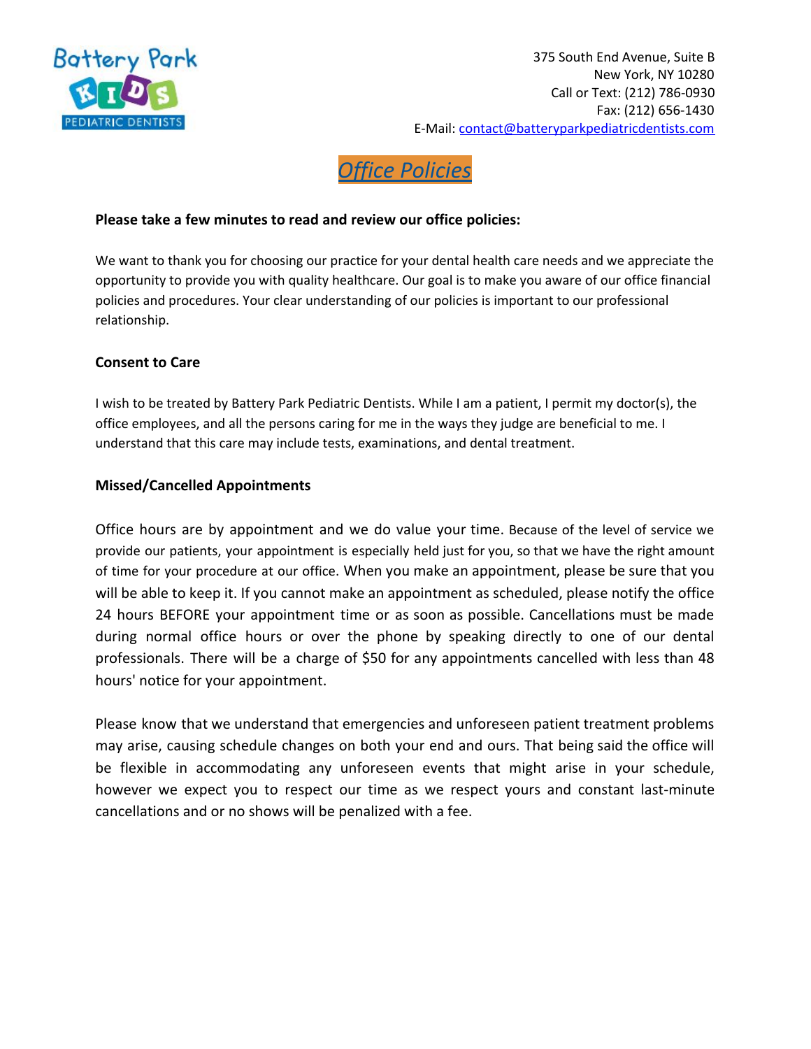Battery Park KIDS PEDIATRIC DENTISTS

375 South End Avenue, Suite B
New York, NY 10280
Call or Text: (212) 786-0930
Fax: (212) 656-1430
E-Mail: contact@batteryparkpediatricdentists.com

# *Office Policies*

**Please take a few minutes to read and review our office policies:**

We want to thank you for choosing our practice for your dental health care needs and we appreciate the opportunity to provide you with quality healthcare. Our goal is to make you aware of our office financial policies and procedures. Your clear understanding of our policies is important to our professional relationship.

**Consent to Care**

I wish to be treated by Battery Park Pediatric Dentists. While I am a patient, I permit my doctor(s), the office employees, and all the persons caring for me in the ways they judge are beneficial to me. I understand that this care may include tests, examinations, and dental treatment.

**Missed/Cancelled Appointments**

Office hours are by appointment and we do value your time. Because of the level of service we provide our patients, your appointment is especially held just for you, so that we have the right amount of time for your procedure at our office. When you make an appointment, please be sure that you will be able to keep it. If you cannot make an appointment as scheduled, please notify the office 24 hours BEFORE your appointment time or as soon as possible. Cancellations must be made during normal office hours or over the phone by speaking directly to one of our dental professionals. There will be a charge of $50 for any appointments cancelled with less than 48 hours' notice for your appointment.

Please know that we understand that emergencies and unforeseen patient treatment problems may arise, causing schedule changes on both your end and ours. That being said the office will be flexible in accommodating any unforeseen events that might arise in your schedule, however we expect you to respect our time as we respect yours and constant last-minute cancellations and or no shows will be penalized with a fee.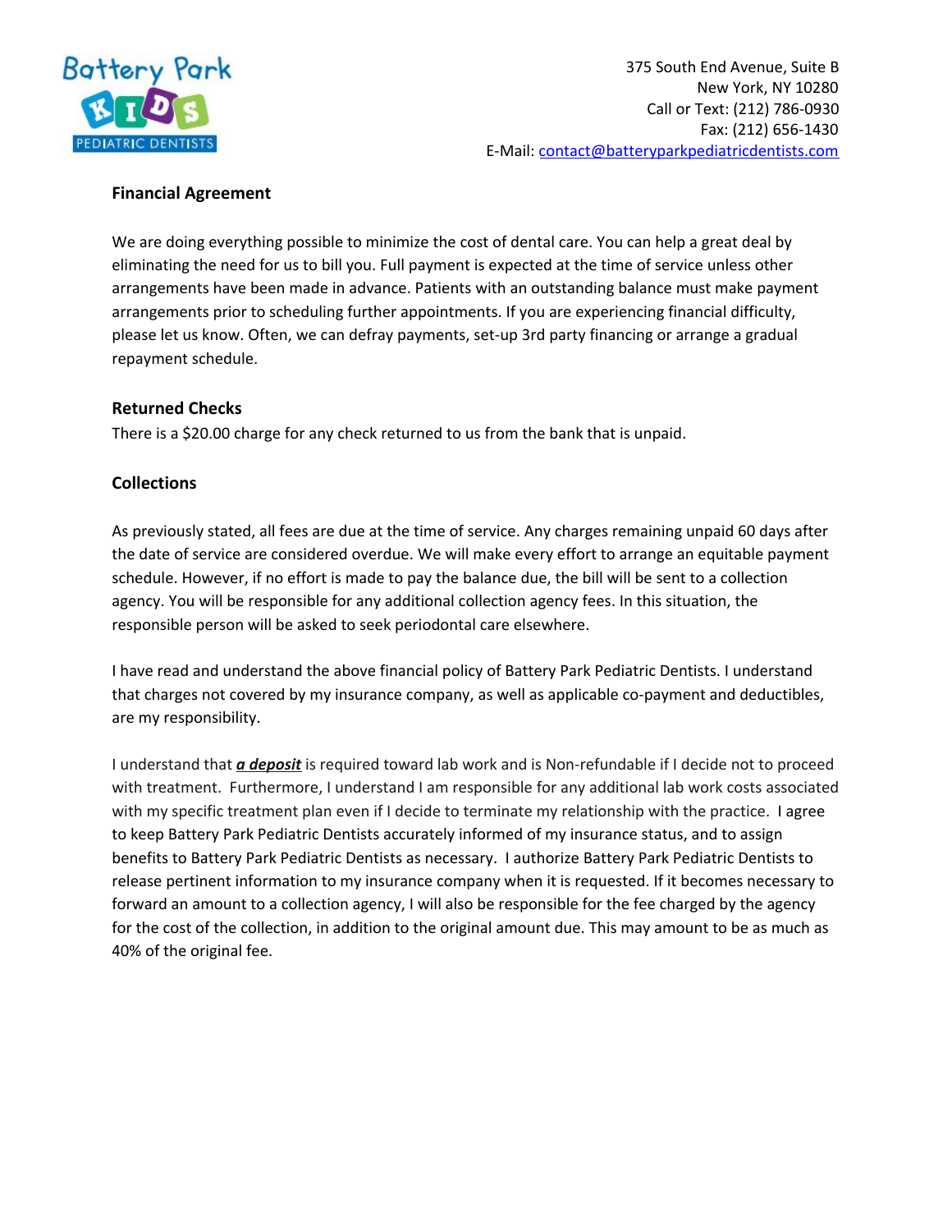Battery Park KIDS PEDIATRIC DENTISTS

375 South End Avenue, Suite B
New York, NY 10280
Call or Text: (212) 786-0930
Fax: (212) 656-1430
E-Mail: contact@batteryparkpediatricdentists.com

**Financial Agreement**

We are doing everything possible to minimize the cost of dental care. You can help a great deal by eliminating the need for us to bill you. Full payment is expected at the time of service unless other arrangements have been made in advance. Patients with an outstanding balance must make payment arrangements prior to scheduling further appointments. If you are experiencing financial difficulty, please let us know. Often, we can defray payments, set-up 3rd party financing or arrange a gradual repayment schedule.

**Returned Checks**

There is a $20.00 charge for any check returned to us from the bank that is unpaid.

**Collections**

As previously stated, all fees are due at the time of service. Any charges remaining unpaid 60 days after the date of service are considered overdue. We will make every effort to arrange an equitable payment schedule. However, if no effort is made to pay the balance due, the bill will be sent to a collection agency. You will be responsible for any additional collection agency fees. In this situation, the responsible person will be asked to seek periodontal care elsewhere.

I have read and understand the above financial policy of Battery Park Pediatric Dentists. I understand that charges not covered by my insurance company, as well as applicable co-payment and deductibles, are my responsibility.

I understand that ***a deposit*** is required toward lab work and is Non-refundable if I decide not to proceed with treatment. Furthermore, I understand I am responsible for any additional lab work costs associated with my specific treatment plan even if I decide to terminate my relationship with the practice. I agree to keep Battery Park Pediatric Dentists accurately informed of my insurance status, and to assign benefits to Battery Park Pediatric Dentists as necessary. I authorize Battery Park Pediatric Dentists to release pertinent information to my insurance company when it is requested. If it becomes necessary to forward an amount to a collection agency, I will also be responsible for the fee charged by the agency for the cost of the collection, in addition to the original amount due. This may amount to be as much as 40% of the original fee.